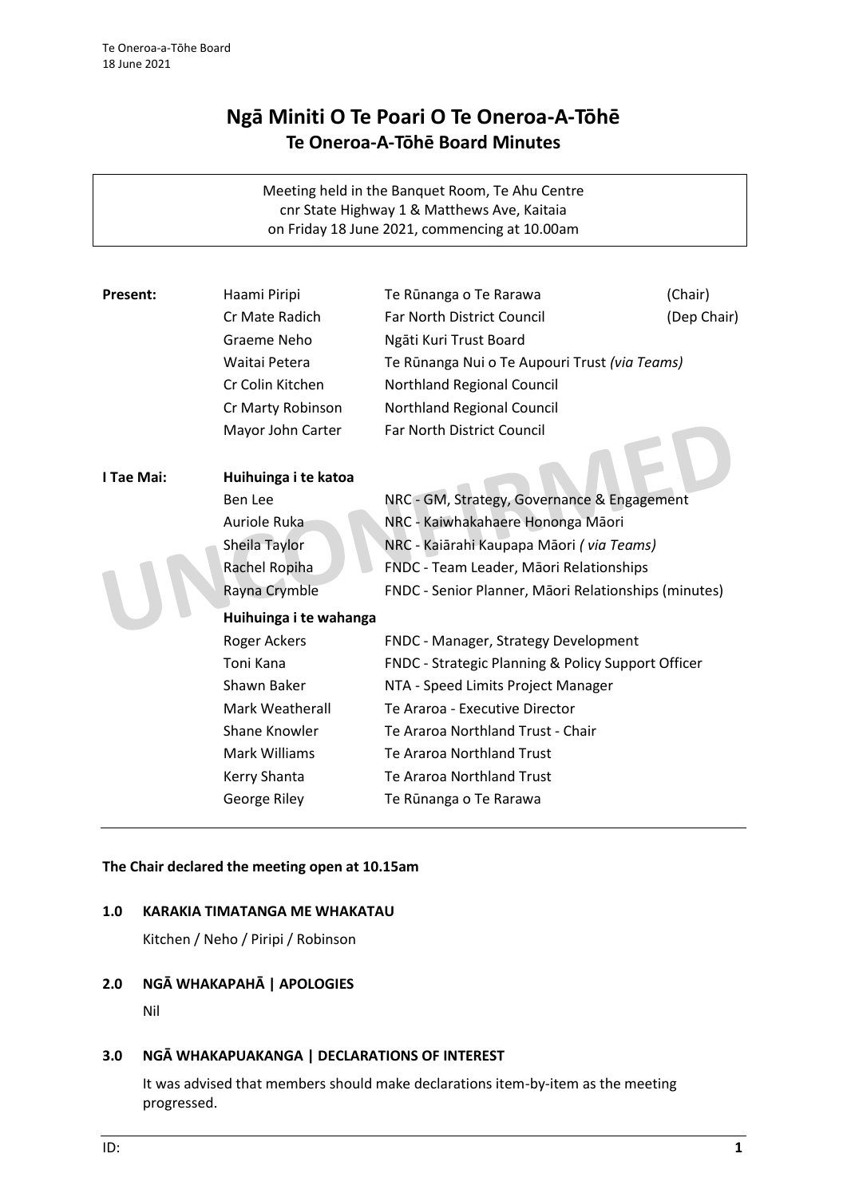# Ngā Miniti O Te Poari O Te Oneroa-A-Tōhē
## Te Oneroa-A-Tōhē Board Minutes

Meeting held in the Banquet Room, Te Ahu Centre
cnr State Highway 1 & Matthews Ave, Kaitaia
on Friday 18 June 2021, commencing at 10.00am

| | | | |
|---|---|---|---|
| **Present:** | Haami Piripi | Te Rūnanga o Te Rarawa | (Chair) |
| | Cr Mate Radich | Far North District Council | (Dep Chair) |
| | Graeme Neho | Ngāti Kuri Trust Board | |
| | Waitai Petera | Te Rūnanga Nui o Te Aupouri Trust *(via Teams)* | |
| | Cr Colin Kitchen | Northland Regional Council | |
| | Cr Marty Robinson | Northland Regional Council | |
| | Mayor John Carter | Far North District Council | |
| **I Tae Mai:** | **Huihuinga i te katoa** | | |
| | Ben Lee | NRC - GM, Strategy, Governance & Engagement | |
| | Auriole Ruka | NRC - Kaiwhakahaere Hononga Māori | |
| | Sheila Taylor | NRC - Kaiārahi Kaupapa Māori *( via Teams)* | |
| | Rachel Ropiha | FNDC - Team Leader, Māori Relationships | |
| | Rayna Crymble | FNDC - Senior Planner, Māori Relationships (minutes) | |
| | **Huihuinga i te wahanga** | | |
| | Roger Ackers | FNDC - Manager, Strategy Development | |
| | Toni Kana | FNDC - Strategic Planning & Policy Support Officer | |
| | Shawn Baker | NTA - Speed Limits Project Manager | |
| | Mark Weatherall | Te Araroa - Executive Director | |
| | Shane Knowler | Te Araroa Northland Trust - Chair | |
| | Mark Williams | Te Araroa Northland Trust | |
| | Kerry Shanta | Te Araroa Northland Trust | |
| | George Riley | Te Rūnanga o Te Rarawa | |

**The Chair declared the meeting open at 10.15am**

### 1.0 KARAKIA TIMATANGA ME WHAKATAU

Kitchen / Neho / Piripi / Robinson

### 2.0 NGĀ WHAKAPAHĀ | APOLOGIES

Nil

### 3.0 NGĀ WHAKAPUAKANGA | DECLARATIONS OF INTEREST

It was advised that members should make declarations item-by-item as the meeting progressed.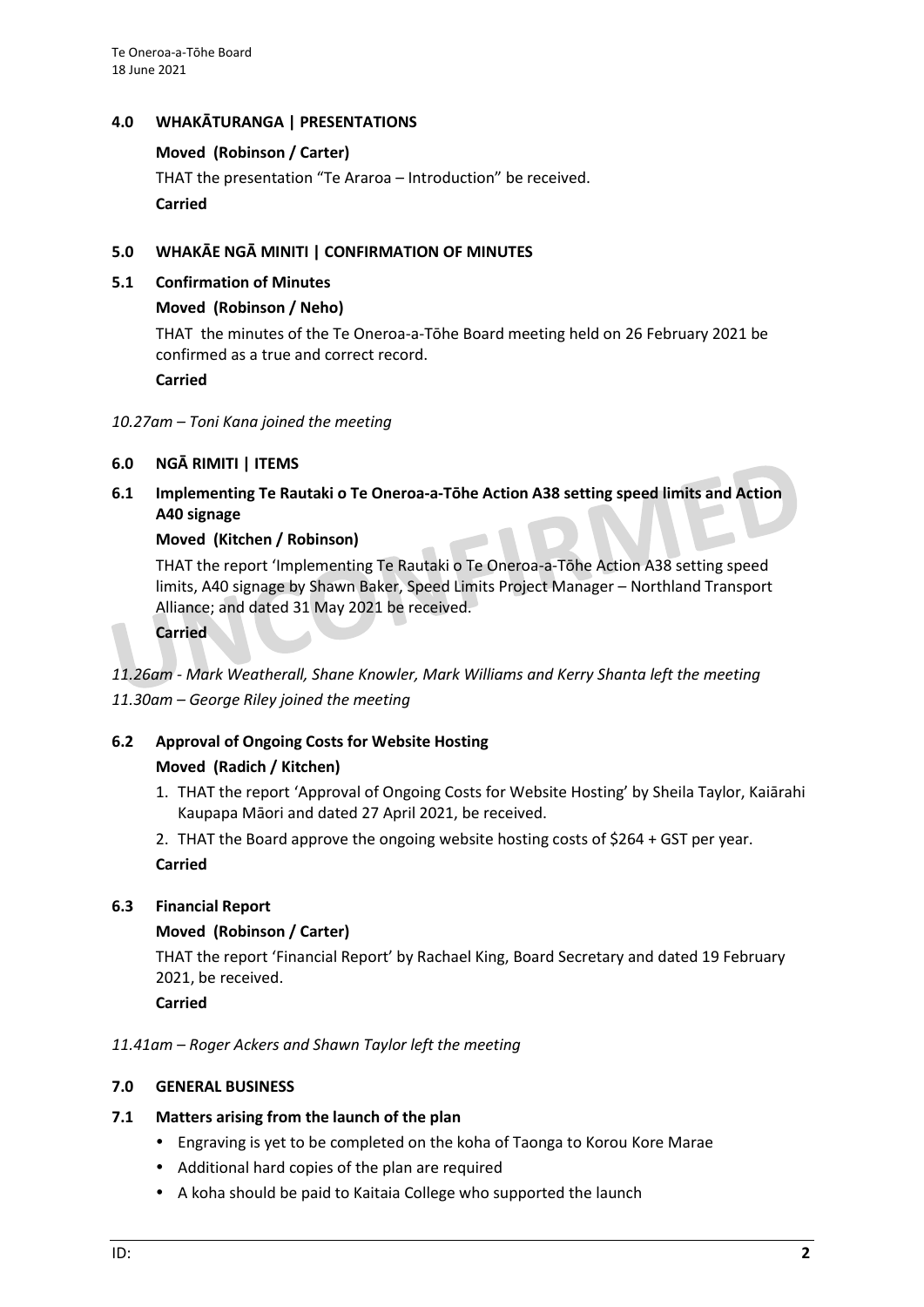## 4.0 WHAKĀTURANGA | PRESENTATIONS

**Moved (Robinson / Carter)**

THAT the presentation "Te Araroa – Introduction" be received.

**Carried**

## 5.0 WHAKĀE NGĀ MINITI | CONFIRMATION OF MINUTES

### 5.1 Confirmation of Minutes

**Moved (Robinson / Neho)**

THAT the minutes of the Te Oneroa-a-Tōhe Board meeting held on 26 February 2021 be confirmed as a true and correct record.

**Carried**

*10.27am – Toni Kana joined the meeting*

## 6.0 NGĀ RIMITI | ITEMS

### 6.1 Implementing Te Rautaki o Te Oneroa-a-Tōhe Action A38 setting speed limits and Action A40 signage

**Moved (Kitchen / Robinson)**

THAT the report 'Implementing Te Rautaki o Te Oneroa-a-Tōhe Action A38 setting speed limits, A40 signage by Shawn Baker, Speed Limits Project Manager – Northland Transport Alliance; and dated 31 May 2021 be received.

**Carried**

*11.26am - Mark Weatherall, Shane Knowler, Mark Williams and Kerry Shanta left the meeting*

*11.30am – George Riley joined the meeting*

### 6.2 Approval of Ongoing Costs for Website Hosting

**Moved (Radich / Kitchen)**

1. THAT the report 'Approval of Ongoing Costs for Website Hosting' by Sheila Taylor, Kaiārahi Kaupapa Māori and dated 27 April 2021, be received.
2. THAT the Board approve the ongoing website hosting costs of $264 + GST per year.

**Carried**

### 6.3 Financial Report

**Moved (Robinson / Carter)**

THAT the report 'Financial Report' by Rachael King, Board Secretary and dated 19 February 2021, be received.

**Carried**

*11.41am – Roger Ackers and Shawn Taylor left the meeting*

## 7.0 GENERAL BUSINESS

### 7.1 Matters arising from the launch of the plan

- Engraving is yet to be completed on the koha of Taonga to Korou Kore Marae
- Additional hard copies of the plan are required
- A koha should be paid to Kaitaia College who supported the launch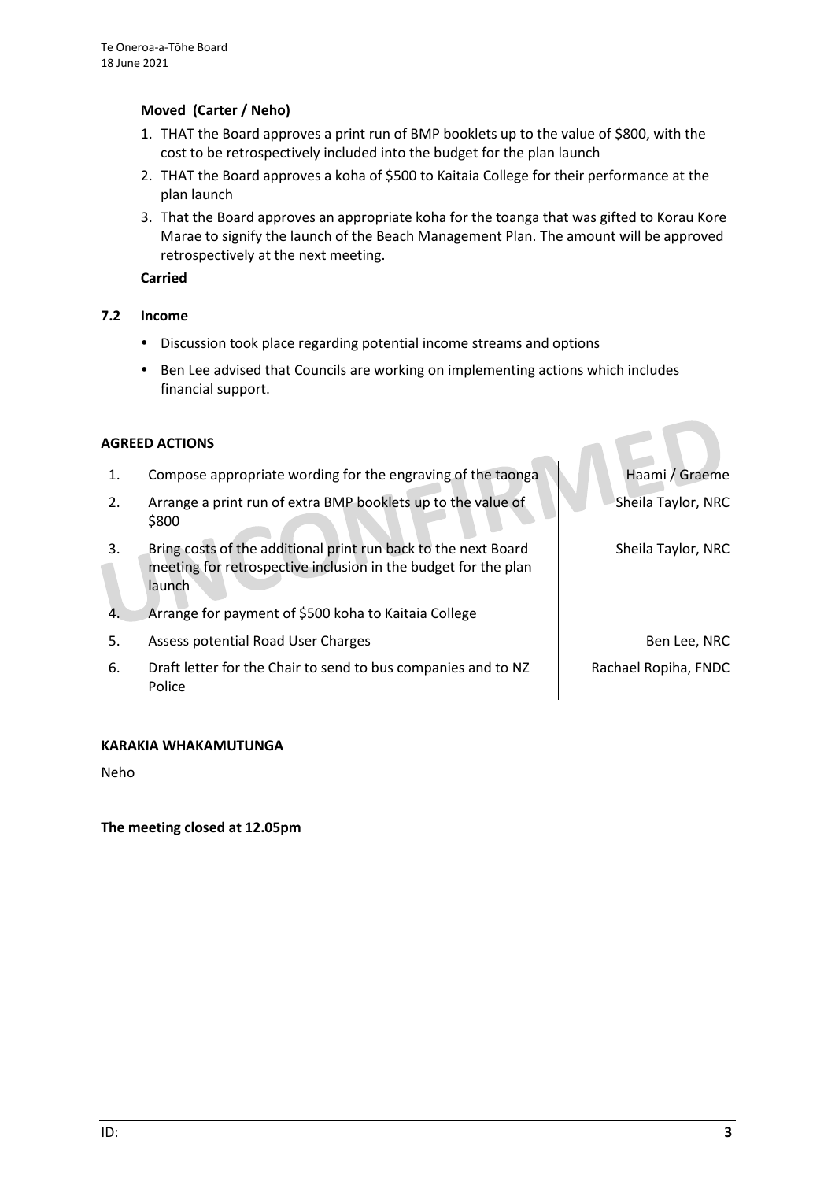**Moved (Carter / Neho)**

1. THAT the Board approves a print run of BMP booklets up to the value of $800, with the cost to be retrospectively included into the budget for the plan launch
2. THAT the Board approves a koha of $500 to Kaitaia College for their performance at the plan launch
3. That the Board approves an appropriate koha for the toanga that was gifted to Korau Kore Marae to signify the launch of the Beach Management Plan. The amount will be approved retrospectively at the next meeting.

**Carried**

### 7.2 Income

- Discussion took place regarding potential income streams and options
- Ben Lee advised that Councils are working on implementing actions which includes financial support.

**AGREED ACTIONS**

| | | |
|---|---|---|
| 1. | Compose appropriate wording for the engraving of the taonga | Haami / Graeme |
| 2. | Arrange a print run of extra BMP booklets up to the value of $800 | Sheila Taylor, NRC |
| 3. | Bring costs of the additional print run back to the next Board meeting for retrospective inclusion in the budget for the plan launch | Sheila Taylor, NRC |
| 4. | Arrange for payment of $500 koha to Kaitaia College | |
| 5. | Assess potential Road User Charges | Ben Lee, NRC |
| 6. | Draft letter for the Chair to send to bus companies and to NZ Police | Rachael Ropiha, FNDC |

**KARAKIA WHAKAMUTUNGA**

Neho

**The meeting closed at 12.05pm**